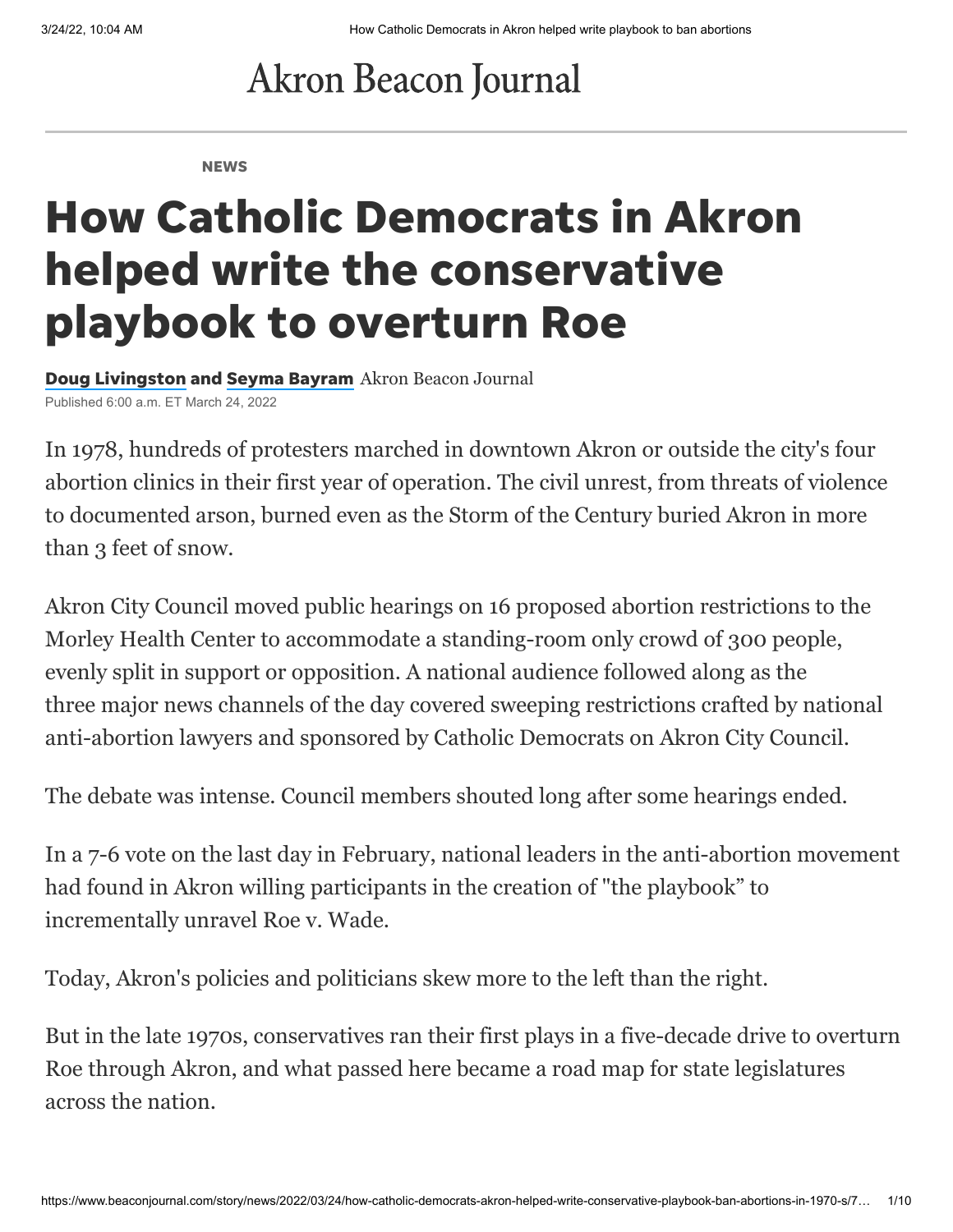# Akron Beacon Journal

NEWS

# How Catholic Democrats in Akron helped write the conservative playbook to overturn Roe

**Doug Livingston** and **Seyma Bayram** Akron Beacon Journal

Published 6:00 a.m. ET March 24, 2022

In 1978, hundreds of protesters marched in downtown Akron or outside the city's four abortion clinics in their first year of operation. The civil unrest, from threats of violence to documented arson, burned even as the Storm of the Century buried Akron in more than 3 feet of snow.

Akron City Council moved public hearings on 16 proposed abortion restrictions to the Morley Health Center to accommodate a standing-room only crowd of 300 people, evenly split in support or opposition. A national audience followed along as the three major news channels of the day covered sweeping restrictions crafted by national anti-abortion lawyers and sponsored by Catholic Democrats on Akron City Council.

The debate was intense. Council members shouted long after some hearings ended.

In a 7-6 vote on the last day in February, national leaders in the anti-abortion movement had found in Akron willing participants in the creation of "the playbook" to incrementally unravel Roe v. Wade.

Today, Akron's policies and politicians skew more to the left than the right.

But in the late 1970s, conservatives ran their first plays in a five-decade drive to overturn Roe through Akron, and what passed here became a road map for state legislatures across the nation.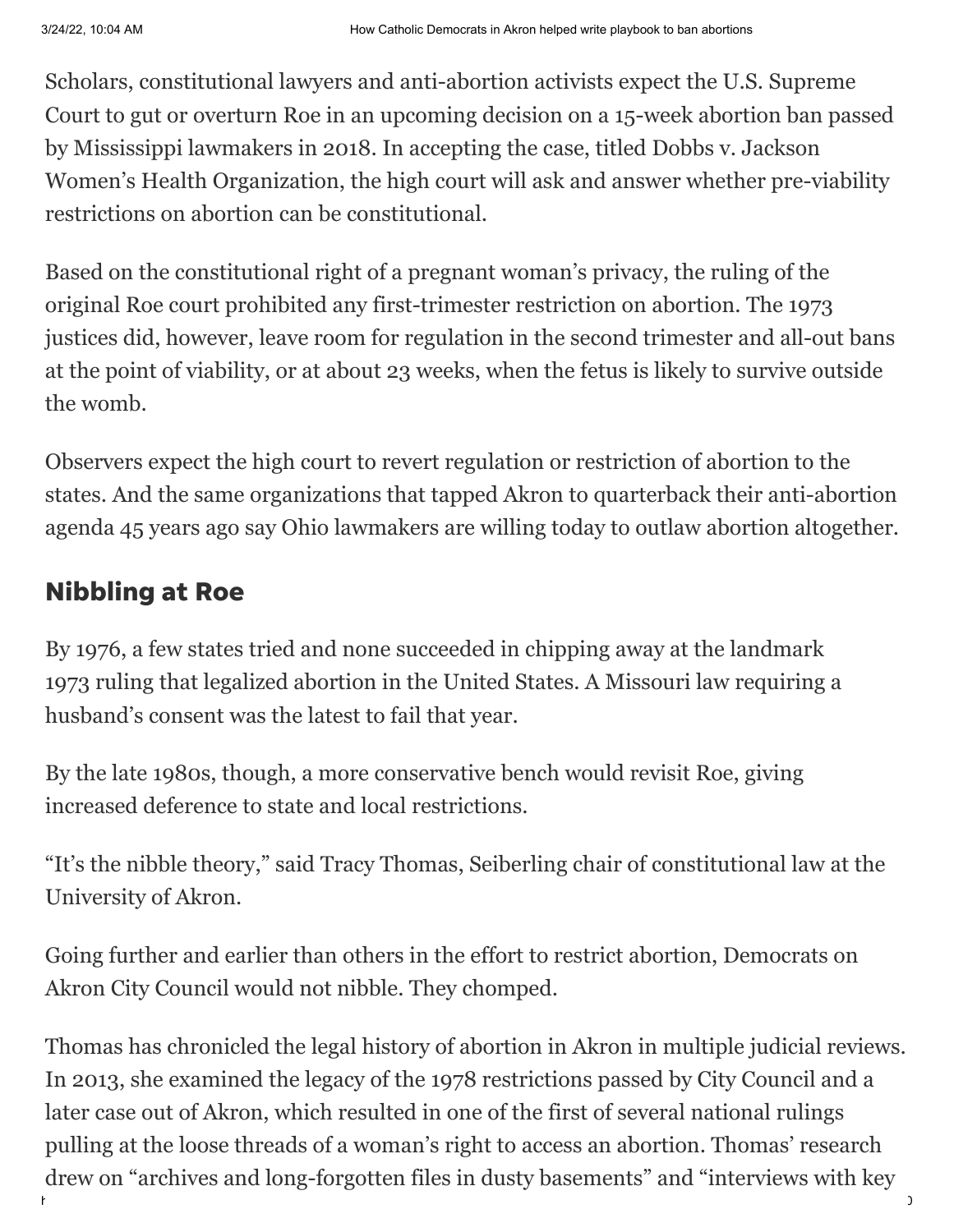Scholars, constitutional lawyers and anti-abortion activists expect the U.S. Supreme Court to gut or overturn Roe in an upcoming decision on a 15-week abortion ban passed by Mississippi lawmakers in 2018. In accepting the case, titled Dobbs v. Jackson Women's Health Organization, the high court will ask and answer whether pre-viability restrictions on abortion can be constitutional.

Based on the constitutional right of a pregnant woman's privacy, the ruling of the original Roe court prohibited any first-trimester restriction on abortion. The 1973 justices did, however, leave room for regulation in the second trimester and all-out bans at the point of viability, or at about 23 weeks, when the fetus is likely to survive outside the womb.

Observers expect the high court to revert regulation or restriction of abortion to the states. And the same organizations that tapped Akron to quarterback their anti-abortion agenda 45 years ago say Ohio lawmakers are willing today to outlaw abortion altogether.

## Nibbling at Roe

By 1976, a few states tried and none succeeded in chipping away at the landmark 1973 ruling that legalized abortion in the United States. A Missouri law requiring a husband's consent was the latest to fail that year.

By the late 1980s, though, a more conservative bench would revisit Roe, giving increased deference to state and local restrictions.

"It's the nibble theory," said Tracy Thomas, Seiberling chair of constitutional law at the University of Akron.

Going further and earlier than others in the effort to restrict abortion, Democrats on Akron City Council would not nibble. They chomped.

Thomas has chronicled the legal history of abortion in Akron in multiple judicial reviews. In 2013, she examined the legacy of the 1978 restrictions passed by City Council and a later case out of Akron, which resulted in one of the first of several national rulings pulling at the loose threads of a woman's right to access an abortion. Thomas' research drew on "archives and long-forgotten files in dusty basements" and "interviews with key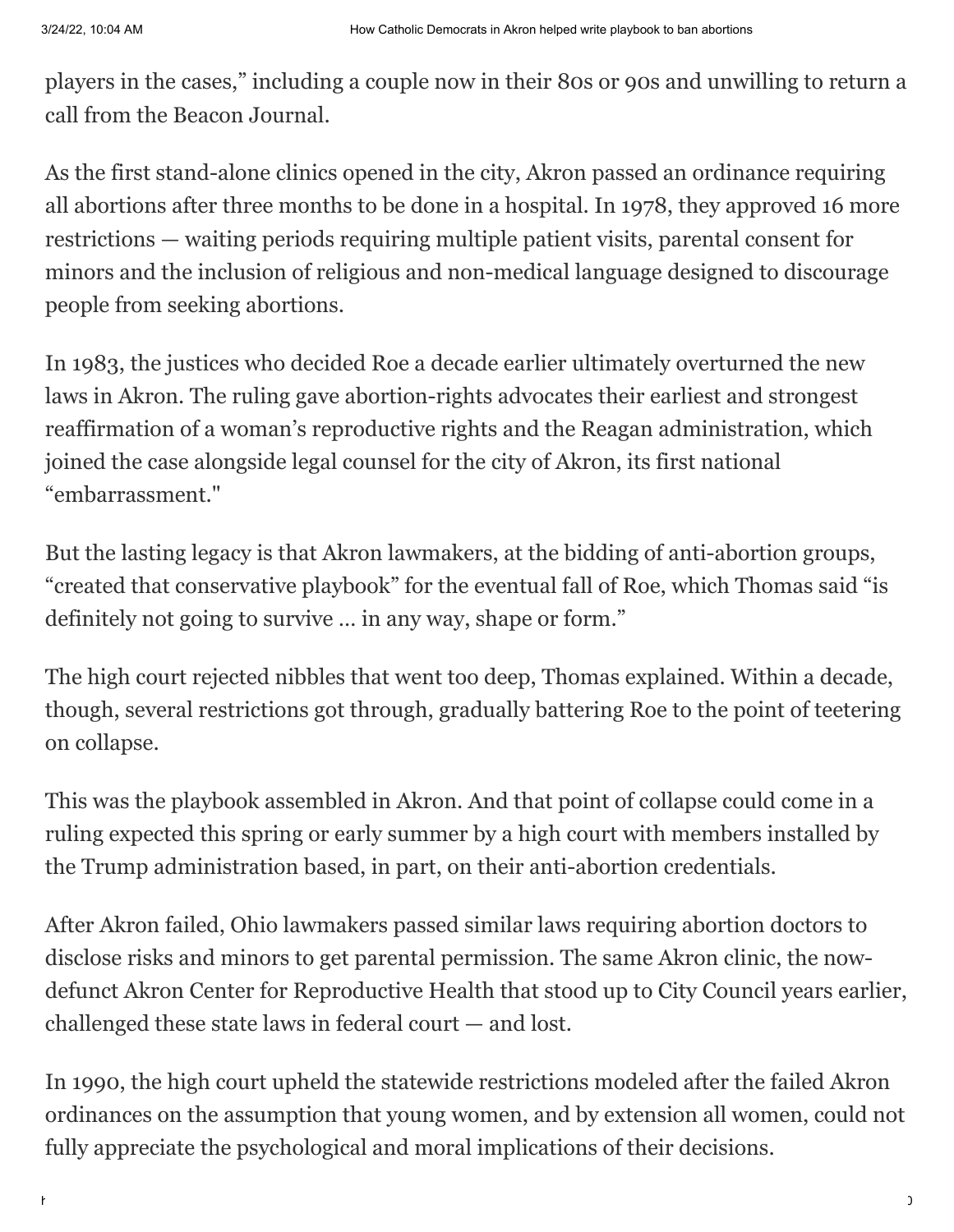players in the cases," including a couple now in their 80s or 90s and unwilling to return a call from the Beacon Journal.

As the first stand-alone clinics opened in the city, Akron passed an ordinance requiring all abortions after three months to be done in a hospital. In 1978, they approved 16 more restrictions — waiting periods requiring multiple patient visits, parental consent for minors and the inclusion of religious and non-medical language designed to discourage people from seeking abortions.

In 1983, the justices who decided Roe a decade earlier ultimately overturned the new laws in Akron. The ruling gave abortion-rights advocates their earliest and strongest reaffirmation of a woman's reproductive rights and the Reagan administration, which joined the case alongside legal counsel for the city of Akron, its first national "embarrassment."

But the lasting legacy is that Akron lawmakers, at the bidding of anti-abortion groups, "created that conservative playbook" for the eventual fall of Roe, which Thomas said "is definitely not going to survive … in any way, shape or form."

The high court rejected nibbles that went too deep, Thomas explained. Within a decade, though, several restrictions got through, gradually battering Roe to the point of teetering on collapse.

This was the playbook assembled in Akron. And that point of collapse could come in a ruling expected this spring or early summer by a high court with members installed by the Trump administration based, in part, on their anti-abortion credentials.

After Akron failed, Ohio lawmakers passed similar laws requiring abortion doctors to disclose risks and minors to get parental permission. The same Akron clinic, the now-defunct Akron Center for Reproductive Health that stood up to City Council years earlier, challenged these state laws in federal court — and lost.

In 1990, the high court upheld the statewide restrictions modeled after the failed Akron ordinances on the assumption that young women, and by extension all women, could not fully appreciate the psychological and moral implications of their decisions.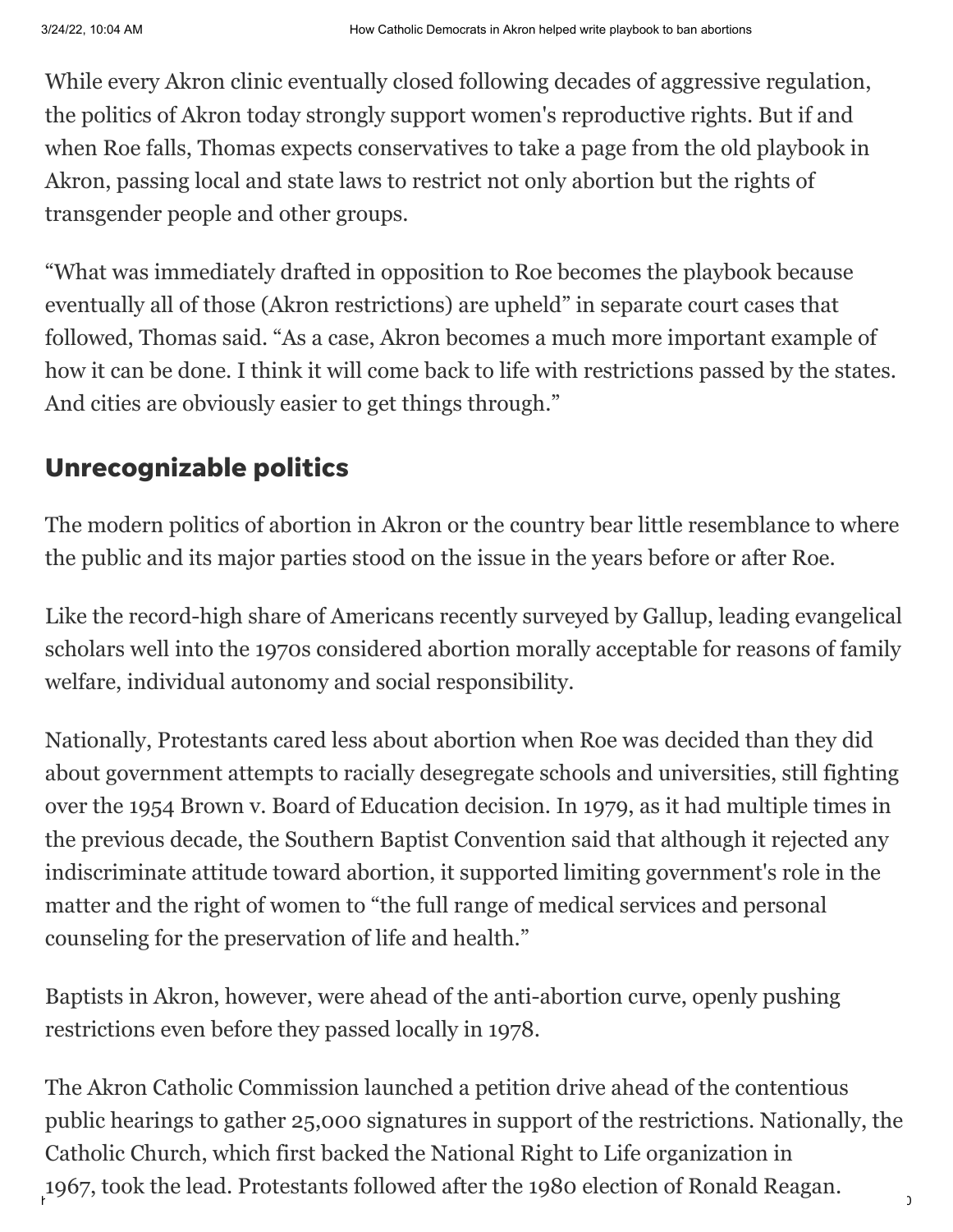While every Akron clinic eventually closed following decades of aggressive regulation, the politics of Akron today strongly support women's reproductive rights. But if and when Roe falls, Thomas expects conservatives to take a page from the old playbook in Akron, passing local and state laws to restrict not only abortion but the rights of transgender people and other groups.

“What was immediately drafted in opposition to Roe becomes the playbook because eventually all of those (Akron restrictions) are upheld” in separate court cases that followed, Thomas said. “As a case, Akron becomes a much more important example of how it can be done. I think it will come back to life with restrictions passed by the states. And cities are obviously easier to get things through.”

## Unrecognizable politics

The modern politics of abortion in Akron or the country bear little resemblance to where the public and its major parties stood on the issue in the years before or after Roe.

Like the record-high share of Americans recently surveyed by Gallup, leading evangelical scholars well into the 1970s considered abortion morally acceptable for reasons of family welfare, individual autonomy and social responsibility.

Nationally, Protestants cared less about abortion when Roe was decided than they did about government attempts to racially desegregate schools and universities, still fighting over the 1954 Brown v. Board of Education decision. In 1979, as it had multiple times in the previous decade, the Southern Baptist Convention said that although it rejected any indiscriminate attitude toward abortion, it supported limiting government's role in the matter and the right of women to “the full range of medical services and personal counseling for the preservation of life and health.”

Baptists in Akron, however, were ahead of the anti-abortion curve, openly pushing restrictions even before they passed locally in 1978.

The Akron Catholic Commission launched a petition drive ahead of the contentious public hearings to gather 25,000 signatures in support of the restrictions. Nationally, the Catholic Church, which first backed the National Right to Life organization in 1967, took the lead. Protestants followed after the 1980 election of Ronald Reagan.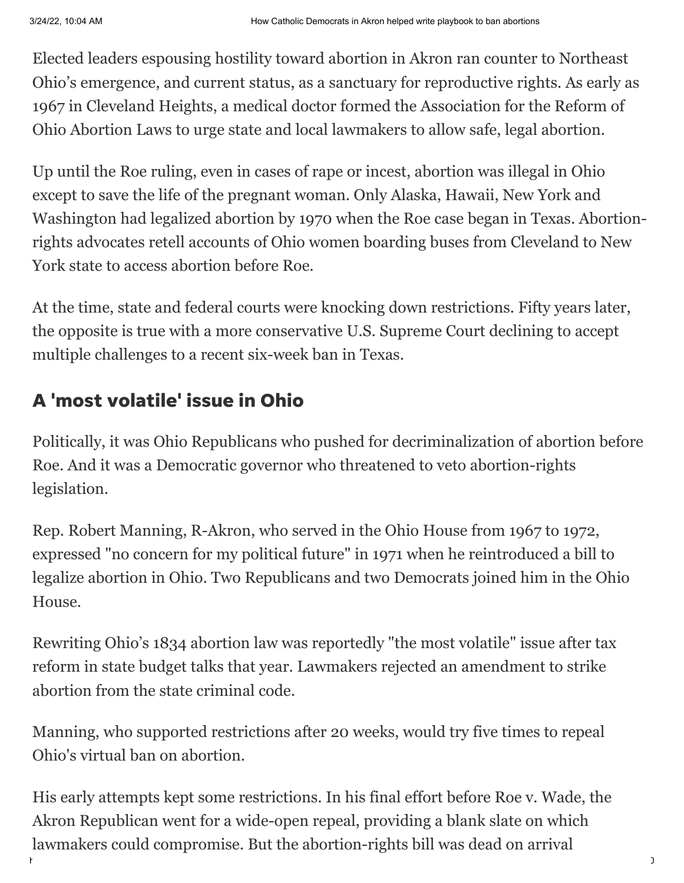Elected leaders espousing hostility toward abortion in Akron ran counter to Northeast Ohio's emergence, and current status, as a sanctuary for reproductive rights. As early as 1967 in Cleveland Heights, a medical doctor formed the Association for the Reform of Ohio Abortion Laws to urge state and local lawmakers to allow safe, legal abortion.

Up until the Roe ruling, even in cases of rape or incest, abortion was illegal in Ohio except to save the life of the pregnant woman. Only Alaska, Hawaii, New York and Washington had legalized abortion by 1970 when the Roe case began in Texas. Abortion-rights advocates retell accounts of Ohio women boarding buses from Cleveland to New York state to access abortion before Roe.

At the time, state and federal courts were knocking down restrictions. Fifty years later, the opposite is true with a more conservative U.S. Supreme Court declining to accept multiple challenges to a recent six-week ban in Texas.

## A 'most volatile' issue in Ohio

Politically, it was Ohio Republicans who pushed for decriminalization of abortion before Roe. And it was a Democratic governor who threatened to veto abortion-rights legislation.

Rep. Robert Manning, R-Akron, who served in the Ohio House from 1967 to 1972, expressed "no concern for my political future" in 1971 when he reintroduced a bill to legalize abortion in Ohio. Two Republicans and two Democrats joined him in the Ohio House.

Rewriting Ohio's 1834 abortion law was reportedly "the most volatile" issue after tax reform in state budget talks that year. Lawmakers rejected an amendment to strike abortion from the state criminal code.

Manning, who supported restrictions after 20 weeks, would try five times to repeal Ohio's virtual ban on abortion.

His early attempts kept some restrictions. In his final effort before Roe v. Wade, the Akron Republican went for a wide-open repeal, providing a blank slate on which lawmakers could compromise. But the abortion-rights bill was dead on arrival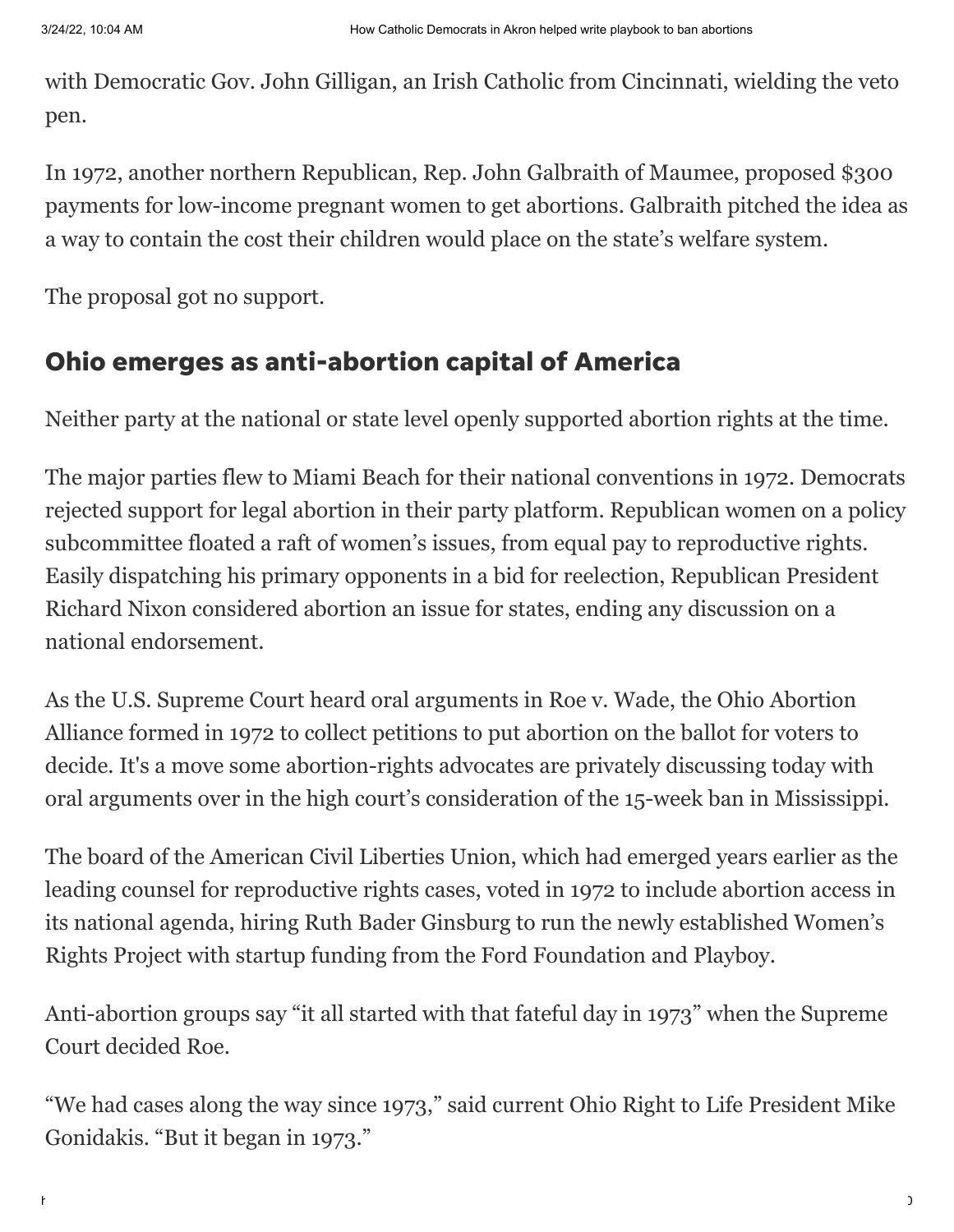with Democratic Gov. John Gilligan, an Irish Catholic from Cincinnati, wielding the veto pen.

In 1972, another northern Republican, Rep. John Galbraith of Maumee, proposed $300 payments for low-income pregnant women to get abortions. Galbraith pitched the idea as a way to contain the cost their children would place on the state's welfare system.

The proposal got no support.

## Ohio emerges as anti-abortion capital of America

Neither party at the national or state level openly supported abortion rights at the time.

The major parties flew to Miami Beach for their national conventions in 1972. Democrats rejected support for legal abortion in their party platform. Republican women on a policy subcommittee floated a raft of women's issues, from equal pay to reproductive rights. Easily dispatching his primary opponents in a bid for reelection, Republican President Richard Nixon considered abortion an issue for states, ending any discussion on a national endorsement.

As the U.S. Supreme Court heard oral arguments in Roe v. Wade, the Ohio Abortion Alliance formed in 1972 to collect petitions to put abortion on the ballot for voters to decide. It's a move some abortion-rights advocates are privately discussing today with oral arguments over in the high court's consideration of the 15-week ban in Mississippi.

The board of the American Civil Liberties Union, which had emerged years earlier as the leading counsel for reproductive rights cases, voted in 1972 to include abortion access in its national agenda, hiring Ruth Bader Ginsburg to run the newly established Women's Rights Project with startup funding from the Ford Foundation and Playboy.

Anti-abortion groups say "it all started with that fateful day in 1973" when the Supreme Court decided Roe.

"We had cases along the way since 1973," said current Ohio Right to Life President Mike Gonidakis. "But it began in 1973."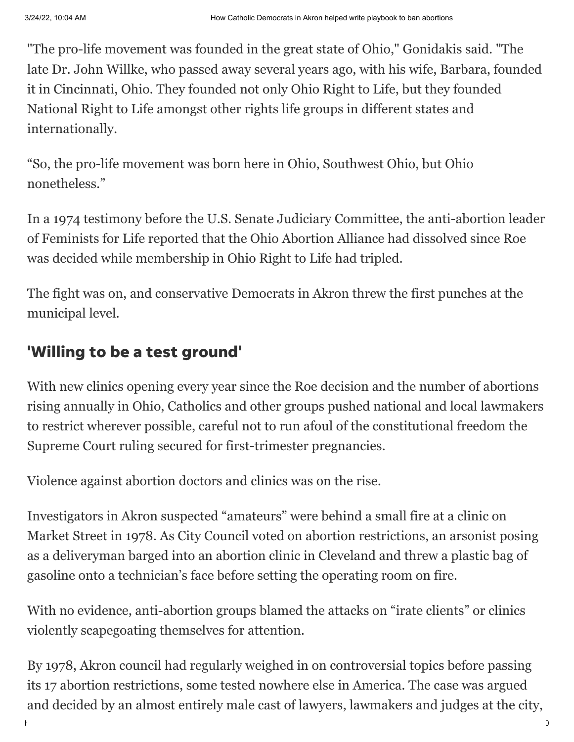"The pro-life movement was founded in the great state of Ohio," Gonidakis said. "The late Dr. John Willke, who passed away several years ago, with his wife, Barbara, founded it in Cincinnati, Ohio. They founded not only Ohio Right to Life, but they founded National Right to Life amongst other rights life groups in different states and internationally.

"So, the pro-life movement was born here in Ohio, Southwest Ohio, but Ohio nonetheless."

In a 1974 testimony before the U.S. Senate Judiciary Committee, the anti-abortion leader of Feminists for Life reported that the Ohio Abortion Alliance had dissolved since Roe was decided while membership in Ohio Right to Life had tripled.

The fight was on, and conservative Democrats in Akron threw the first punches at the municipal level.

## 'Willing to be a test ground'

With new clinics opening every year since the Roe decision and the number of abortions rising annually in Ohio, Catholics and other groups pushed national and local lawmakers to restrict wherever possible, careful not to run afoul of the constitutional freedom the Supreme Court ruling secured for first-trimester pregnancies.

Violence against abortion doctors and clinics was on the rise.

Investigators in Akron suspected "amateurs" were behind a small fire at a clinic on Market Street in 1978. As City Council voted on abortion restrictions, an arsonist posing as a deliveryman barged into an abortion clinic in Cleveland and threw a plastic bag of gasoline onto a technician's face before setting the operating room on fire.

With no evidence, anti-abortion groups blamed the attacks on "irate clients" or clinics violently scapegoating themselves for attention.

By 1978, Akron council had regularly weighed in on controversial topics before passing its 17 abortion restrictions, some tested nowhere else in America. The case was argued and decided by an almost entirely male cast of lawyers, lawmakers and judges at the city,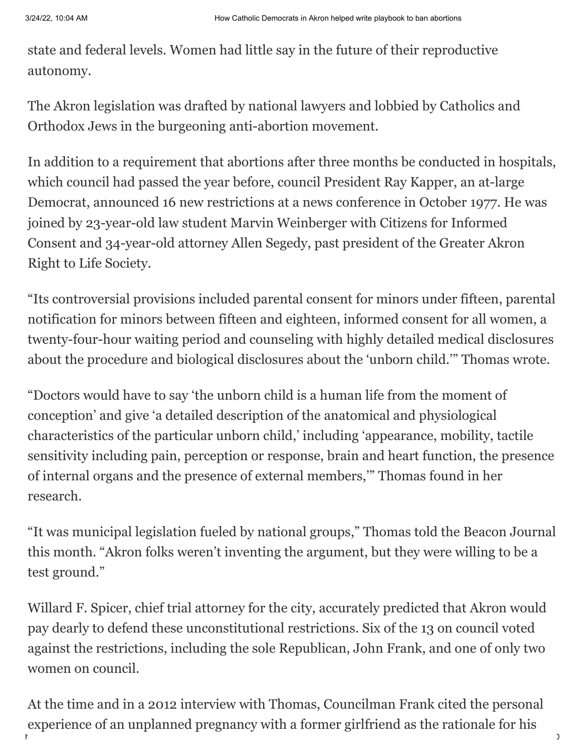state and federal levels. Women had little say in the future of their reproductive autonomy.

The Akron legislation was drafted by national lawyers and lobbied by Catholics and Orthodox Jews in the burgeoning anti-abortion movement.

In addition to a requirement that abortions after three months be conducted in hospitals, which council had passed the year before, council President Ray Kapper, an at-large Democrat, announced 16 new restrictions at a news conference in October 1977. He was joined by 23-year-old law student Marvin Weinberger with Citizens for Informed Consent and 34-year-old attorney Allen Segedy, past president of the Greater Akron Right to Life Society.

“Its controversial provisions included parental consent for minors under fifteen, parental notification for minors between fifteen and eighteen, informed consent for all women, a twenty-four-hour waiting period and counseling with highly detailed medical disclosures about the procedure and biological disclosures about the ‘unborn child.’” Thomas wrote.

“Doctors would have to say ‘the unborn child is a human life from the moment of conception’ and give ‘a detailed description of the anatomical and physiological characteristics of the particular unborn child,’ including ‘appearance, mobility, tactile sensitivity including pain, perception or response, brain and heart function, the presence of internal organs and the presence of external members,’” Thomas found in her research.

“It was municipal legislation fueled by national groups,” Thomas told the Beacon Journal this month. “Akron folks weren’t inventing the argument, but they were willing to be a test ground.”

Willard F. Spicer, chief trial attorney for the city, accurately predicted that Akron would pay dearly to defend these unconstitutional restrictions. Six of the 13 on council voted against the restrictions, including the sole Republican, John Frank, and one of only two women on council.

At the time and in a 2012 interview with Thomas, Councilman Frank cited the personal experience of an unplanned pregnancy with a former girlfriend as the rationale for his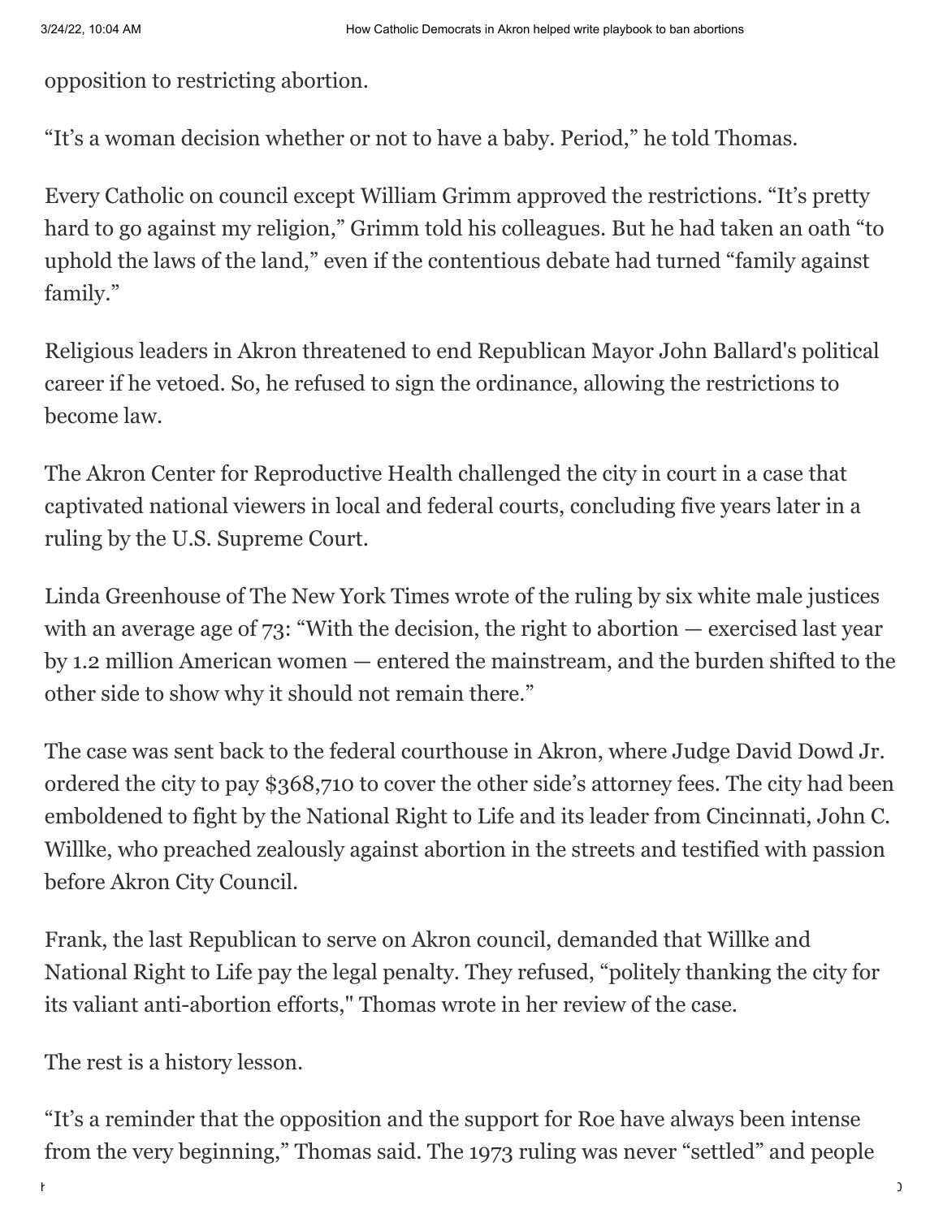opposition to restricting abortion.

"It's a woman decision whether or not to have a baby. Period," he told Thomas.

Every Catholic on council except William Grimm approved the restrictions. "It's pretty hard to go against my religion," Grimm told his colleagues. But he had taken an oath "to uphold the laws of the land," even if the contentious debate had turned "family against family."

Religious leaders in Akron threatened to end Republican Mayor John Ballard's political career if he vetoed. So, he refused to sign the ordinance, allowing the restrictions to become law.

The Akron Center for Reproductive Health challenged the city in court in a case that captivated national viewers in local and federal courts, concluding five years later in a ruling by the U.S. Supreme Court.

Linda Greenhouse of The New York Times wrote of the ruling by six white male justices with an average age of 73: "With the decision, the right to abortion — exercised last year by 1.2 million American women — entered the mainstream, and the burden shifted to the other side to show why it should not remain there."

The case was sent back to the federal courthouse in Akron, where Judge David Dowd Jr. ordered the city to pay $368,710 to cover the other side's attorney fees. The city had been emboldened to fight by the National Right to Life and its leader from Cincinnati, John C. Willke, who preached zealously against abortion in the streets and testified with passion before Akron City Council.

Frank, the last Republican to serve on Akron council, demanded that Willke and National Right to Life pay the legal penalty. They refused, "politely thanking the city for its valiant anti-abortion efforts," Thomas wrote in her review of the case.

The rest is a history lesson.

"It's a reminder that the opposition and the support for Roe have always been intense from the very beginning," Thomas said. The 1973 ruling was never "settled" and people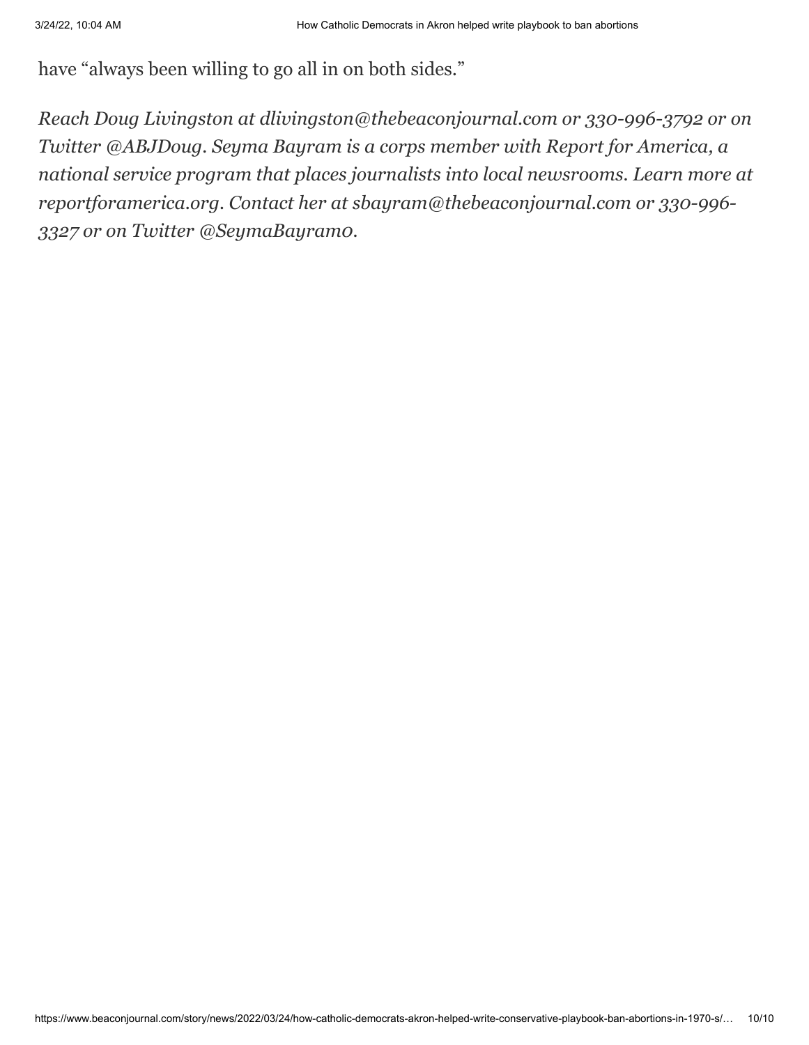have “always been willing to go all in on both sides.”

*Reach Doug Livingston at dlivingston@thebeaconjournal.com or 330-996-3792 or on Twitter @ABJDoug. Seyma Bayram is a corps member with Report for America, a national service program that places journalists into local newsrooms. Learn more at reportforamerica.org. Contact her at sbayram@thebeaconjournal.com or 330-996-3327 or on Twitter @SeymaBayram0.*